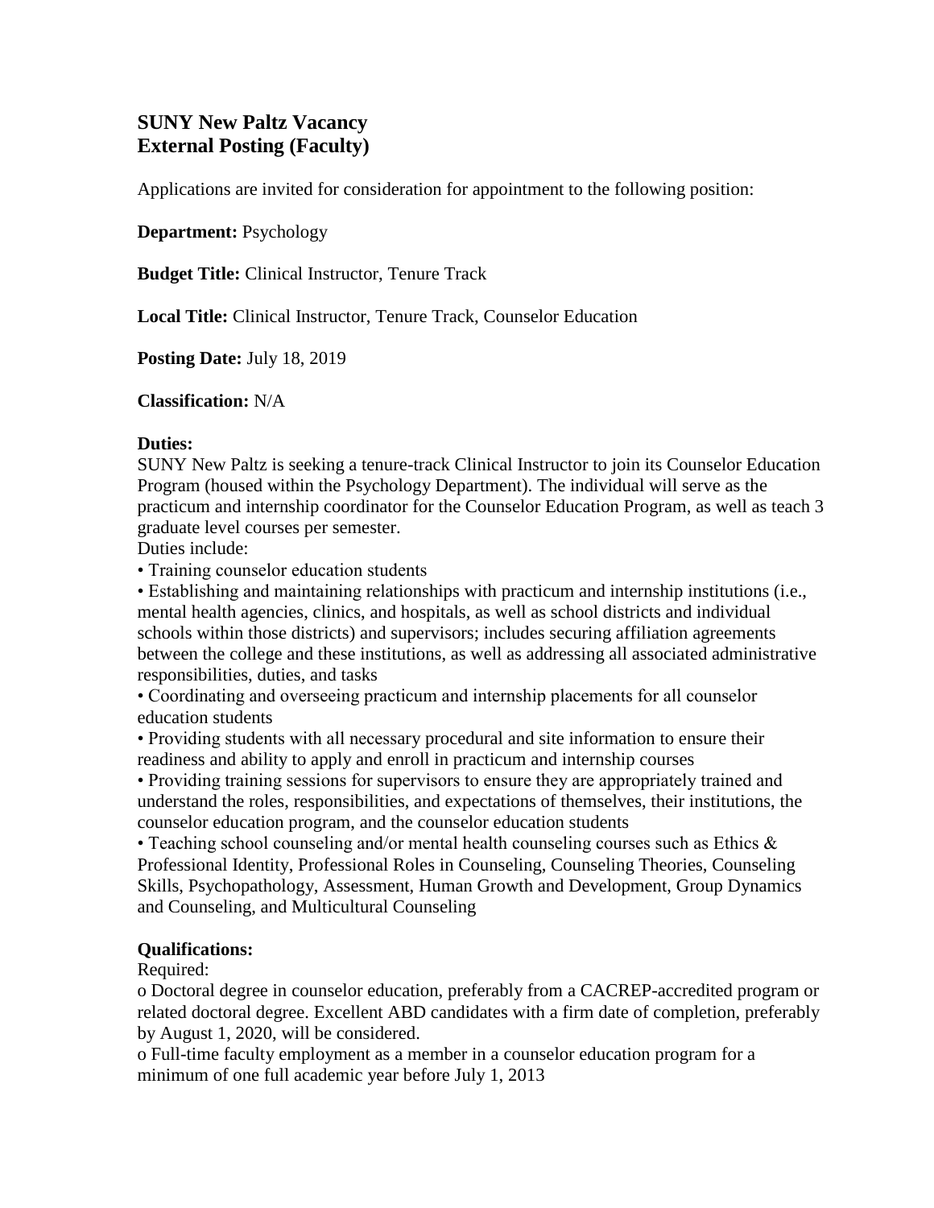## SUNY New Paltz Vacancy
## External Posting (Faculty)

Applications are invited for consideration for appointment to the following position:

**Department:** Psychology

**Budget Title:** Clinical Instructor, Tenure Track

**Local Title:** Clinical Instructor, Tenure Track, Counselor Education

**Posting Date:** July 18, 2019

**Classification:** N/A

**Duties:**
SUNY New Paltz is seeking a tenure-track Clinical Instructor to join its Counselor Education Program (housed within the Psychology Department). The individual will serve as the practicum and internship coordinator for the Counselor Education Program, as well as teach 3 graduate level courses per semester.

Duties include:

- Training counselor education students
- Establishing and maintaining relationships with practicum and internship institutions (i.e., mental health agencies, clinics, and hospitals, as well as school districts and individual schools within those districts) and supervisors; includes securing affiliation agreements between the college and these institutions, as well as addressing all associated administrative responsibilities, duties, and tasks
- Coordinating and overseeing practicum and internship placements for all counselor education students
- Providing students with all necessary procedural and site information to ensure their readiness and ability to apply and enroll in practicum and internship courses
- Providing training sessions for supervisors to ensure they are appropriately trained and understand the roles, responsibilities, and expectations of themselves, their institutions, the counselor education program, and the counselor education students
- Teaching school counseling and/or mental health counseling courses such as Ethics & Professional Identity, Professional Roles in Counseling, Counseling Theories, Counseling Skills, Psychopathology, Assessment, Human Growth and Development, Group Dynamics and Counseling, and Multicultural Counseling

**Qualifications:**

Required:

- Doctoral degree in counselor education, preferably from a CACREP-accredited program or related doctoral degree. Excellent ABD candidates with a firm date of completion, preferably by August 1, 2020, will be considered.
- Full-time faculty employment as a member in a counselor education program for a minimum of one full academic year before July 1, 2013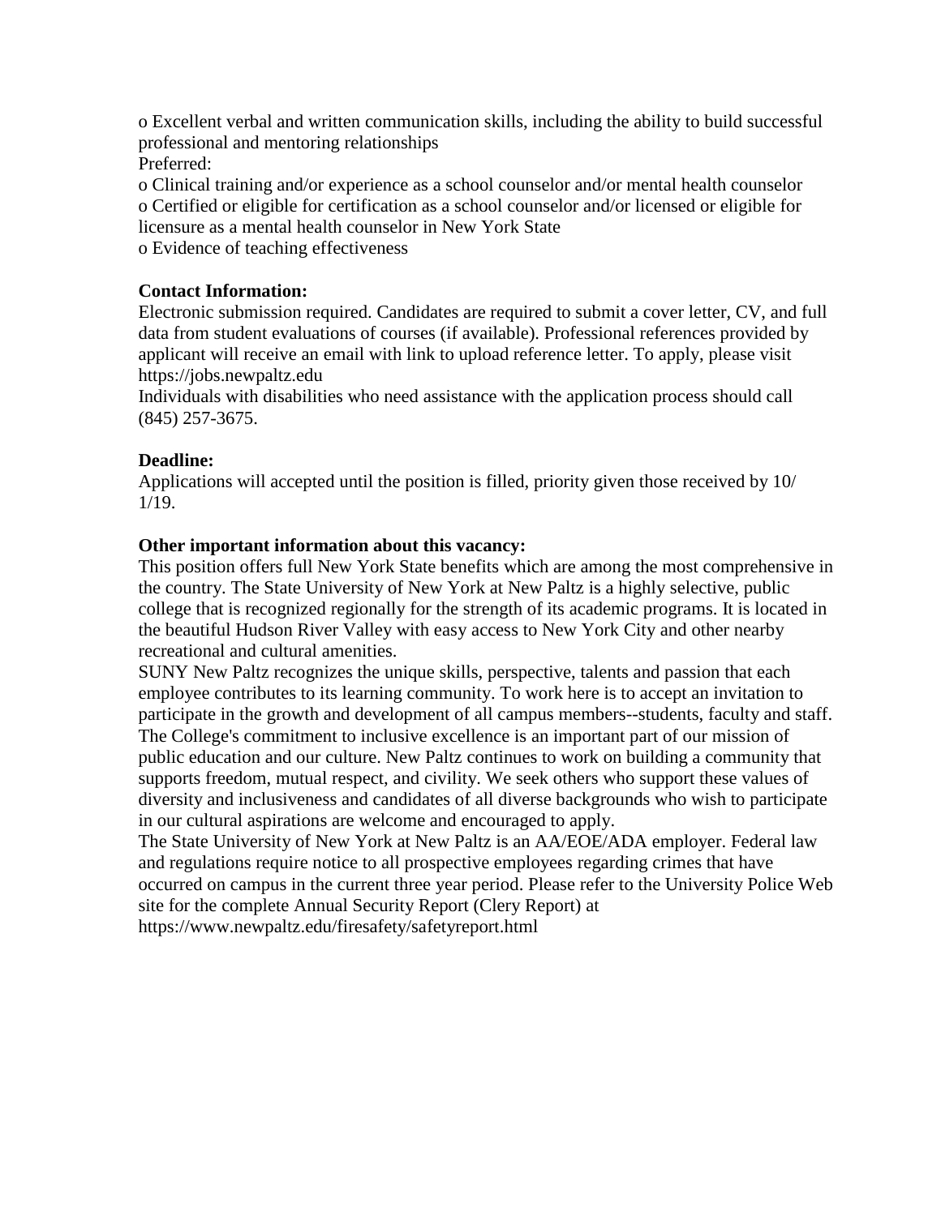o Excellent verbal and written communication skills, including the ability to build successful professional and mentoring relationships

Preferred:

o Clinical training and/or experience as a school counselor and/or mental health counselor

o Certified or eligible for certification as a school counselor and/or licensed or eligible for licensure as a mental health counselor in New York State

o Evidence of teaching effectiveness

**Contact Information:**

Electronic submission required. Candidates are required to submit a cover letter, CV, and full data from student evaluations of courses (if available). Professional references provided by applicant will receive an email with link to upload reference letter. To apply, please visit https://jobs.newpaltz.edu

Individuals with disabilities who need assistance with the application process should call (845) 257-3675.

**Deadline:**

Applications will accepted until the position is filled, priority given those received by 10/1/19.

**Other important information about this vacancy:**

This position offers full New York State benefits which are among the most comprehensive in the country. The State University of New York at New Paltz is a highly selective, public college that is recognized regionally for the strength of its academic programs. It is located in the beautiful Hudson River Valley with easy access to New York City and other nearby recreational and cultural amenities.

SUNY New Paltz recognizes the unique skills, perspective, talents and passion that each employee contributes to its learning community. To work here is to accept an invitation to participate in the growth and development of all campus members--students, faculty and staff. The College's commitment to inclusive excellence is an important part of our mission of public education and our culture. New Paltz continues to work on building a community that supports freedom, mutual respect, and civility. We seek others who support these values of diversity and inclusiveness and candidates of all diverse backgrounds who wish to participate in our cultural aspirations are welcome and encouraged to apply.

The State University of New York at New Paltz is an AA/EOE/ADA employer. Federal law and regulations require notice to all prospective employees regarding crimes that have occurred on campus in the current three year period. Please refer to the University Police Web site for the complete Annual Security Report (Clery Report) at https://www.newpaltz.edu/firesafety/safetyreport.html